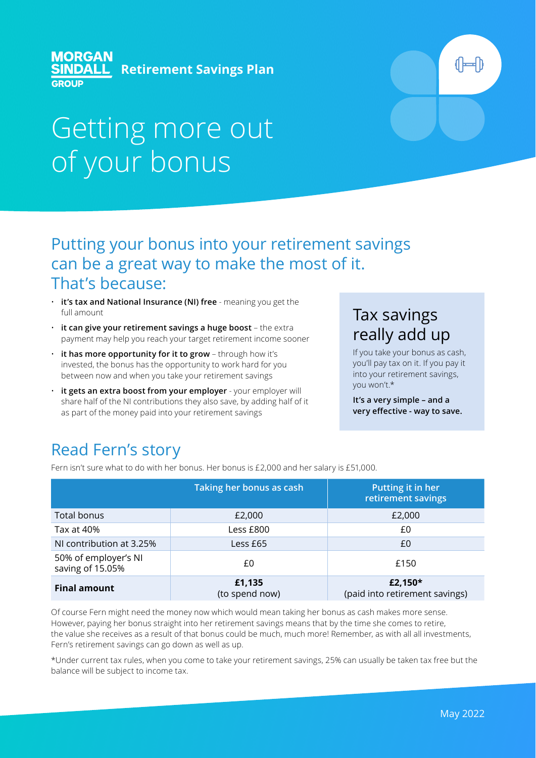**MORGAN SINDALL GROUP** **Retirement Savings Plan**

# Getting more out of your bonus

## Putting your bonus into your retirement savings can be a great way to make the most of it. That's because:

- **it's tax and National Insurance (NI) free** - meaning you get the full amount
- **it can give your retirement savings a huge boost** – the extra payment may help you reach your target retirement income sooner
- **it has more opportunity for it to grow** – through how it's invested, the bonus has the opportunity to work hard for you between now and when you take your retirement savings
- **it gets an extra boost from your employer** - your employer will share half of the NI contributions they also save, by adding half of it as part of the money paid into your retirement savings

## Tax savings really add up

If you take your bonus as cash, you'll pay tax on it. If you pay it into your retirement savings, you won't.*

**It's a very simple – and a very effective - way to save.**

## Read Fern's story

Fern isn't sure what to do with her bonus. Her bonus is £2,000 and her salary is £51,000.

| | Taking her bonus as cash | Putting it in her retirement savings |
|---|---|---|
| Total bonus | £2,000 | £2,000 |
| Tax at 40% | Less £800 | £0 |
| NI contribution at 3.25% | Less £65 | £0 |
| 50% of employer's NI saving of 15.05% | £0 | £150 |
| **Final amount** | **£1,135** (to spend now) | **£2,150*** (paid into retirement savings) |

Of course Fern might need the money now which would mean taking her bonus as cash makes more sense. However, paying her bonus straight into her retirement savings means that by the time she comes to retire, the value she receives as a result of that bonus could be much, much more! Remember, as with all all investments, Fern's retirement savings can go down as well as up.

*Under current tax rules, when you come to take your retirement savings, 25% can usually be taken tax free but the balance will be subject to income tax.

May 2022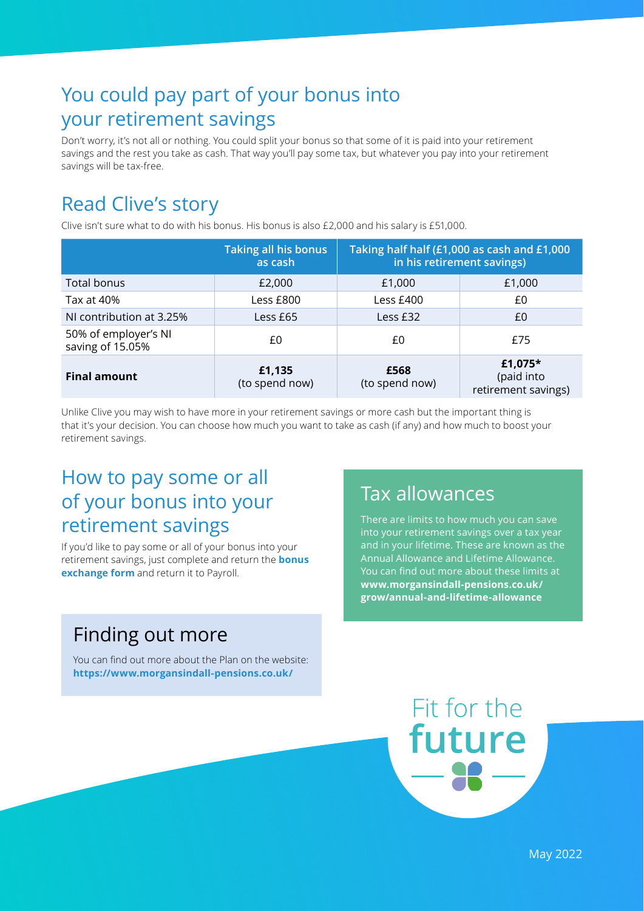## You could pay part of your bonus into your retirement savings

Don't worry, it's not all or nothing. You could split your bonus so that some of it is paid into your retirement savings and the rest you take as cash. That way you'll pay some tax, but whatever you pay into your retirement savings will be tax-free.

## Read Clive's story

Clive isn't sure what to do with his bonus. His bonus is also £2,000 and his salary is £51,000.

| | Taking all his bonus as cash | Taking half half (£1,000 as cash and £1,000 in his retirement savings) | |
|---|---|---|---|
| Total bonus | £2,000 | £1,000 | £1,000 |
| Tax at 40% | Less £800 | Less £400 | £0 |
| NI contribution at 3.25% | Less £65 | Less £32 | £0 |
| 50% of employer's NI saving of 15.05% | £0 | £0 | £75 |
| **Final amount** | **£1,135** (to spend now) | **£568** (to spend now) | **£1,075*** (paid into retirement savings) |

Unlike Clive you may wish to have more in your retirement savings or more cash but the important thing is that it's your decision. You can choose how much you want to take as cash (if any) and how much to boost your retirement savings.

## How to pay some or all of your bonus into your retirement savings

If you'd like to pay some or all of your bonus into your retirement savings, just complete and return the **bonus exchange form** and return it to Payroll.

## Finding out more

You can find out more about the Plan on the website: **https://www.morgansindall-pensions.co.uk/**

## Tax allowances

There are limits to how much you can save into your retirement savings over a tax year and in your lifetime. These are known as the Annual Allowance and Lifetime Allowance. You can find out more about these limits at **www.morgansindall-pensions.co.uk/grow/annual-and-lifetime-allowance**

Fit for the **future**

May 2022